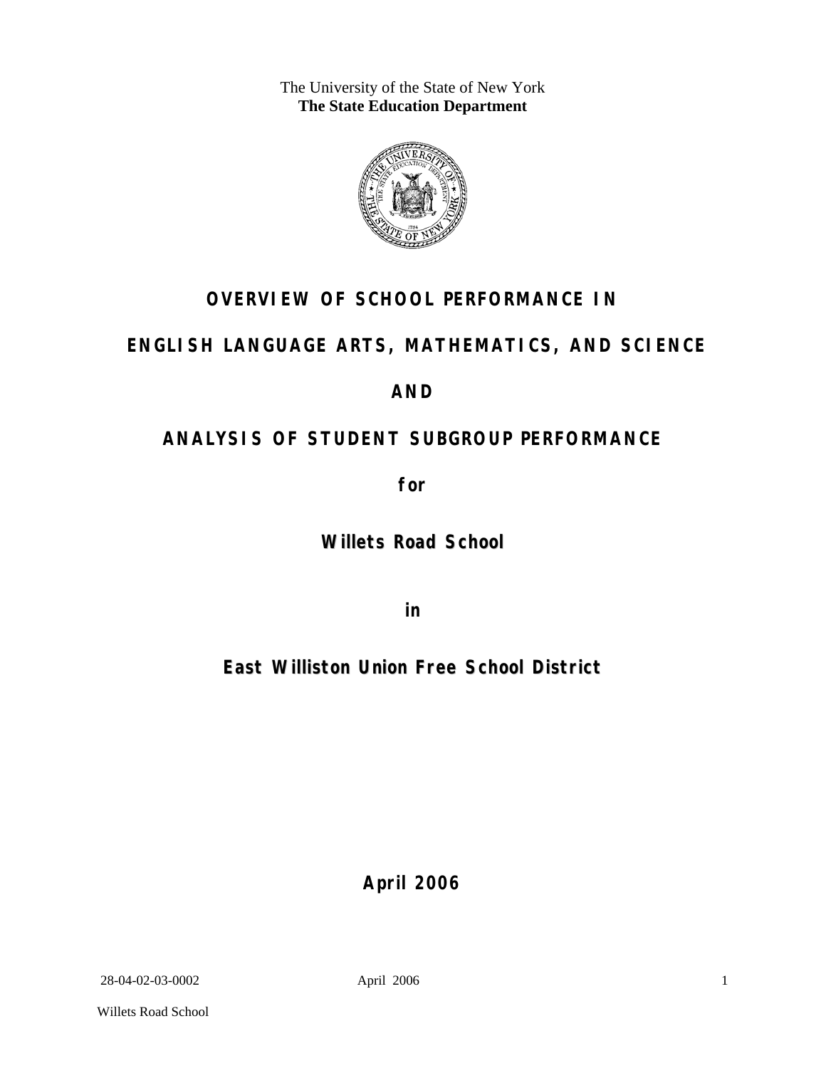The University of the State of New York
**The State Education Department**

# OVERVIEW OF SCHOOL PERFORMANCE IN

# ENGLISH LANGUAGE ARTS, MATHEMATICS, AND SCIENCE

# AND

# ANALYSIS OF STUDENT SUBGROUP PERFORMANCE

**for**

## Willets Road School

**in**

## East Williston Union Free School District

**April 2006**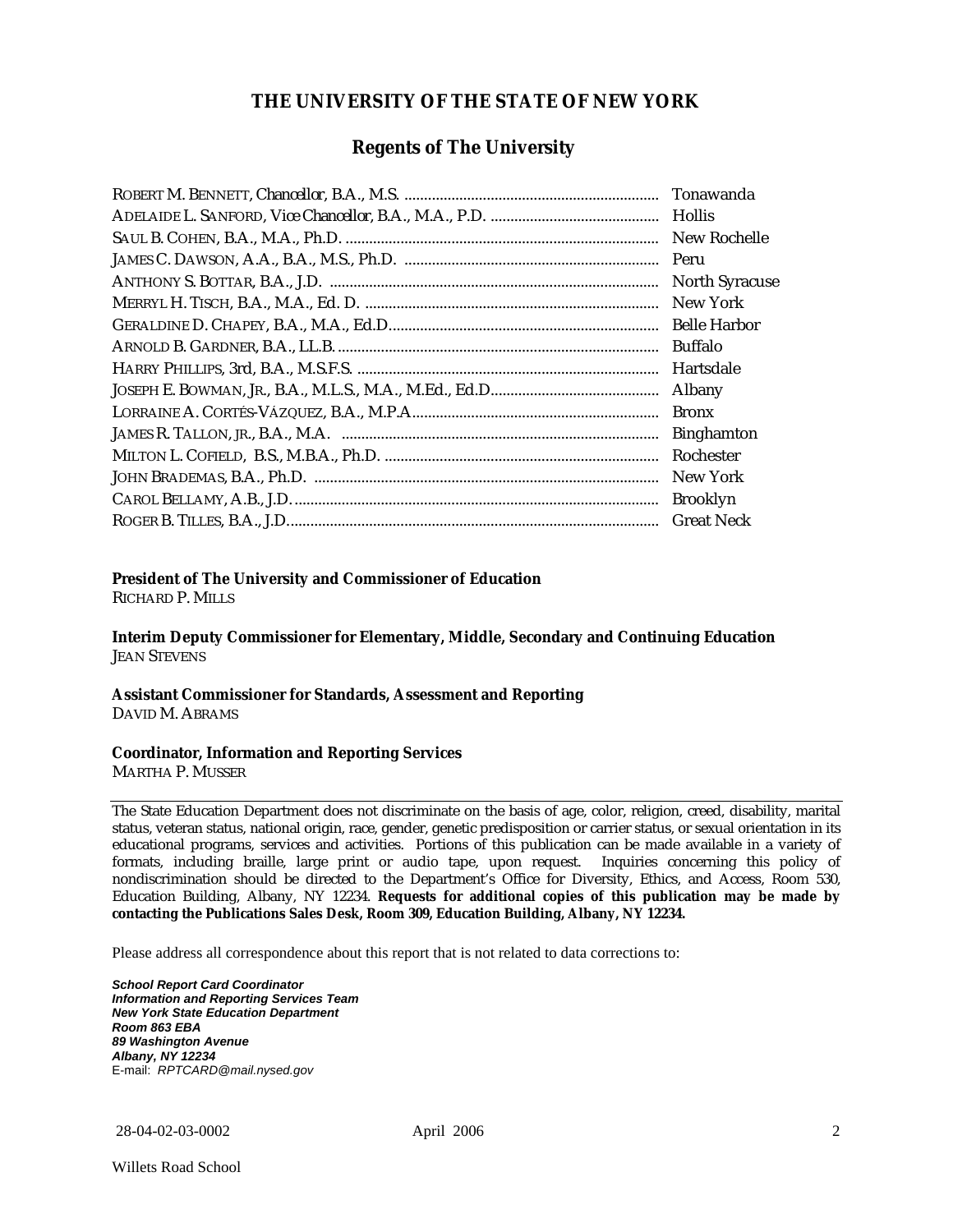# THE UNIVERSITY OF THE STATE OF NEW YORK

## Regents of The University

| | |
|---|---|
| ROBERT M. BENNETT, Chancellor, B.A., M.S. | Tonawanda |
| ADELAIDE L. SANFORD, Vice Chancellor, B.A., M.A., P.D. | Hollis |
| SAUL B. COHEN, B.A., M.A., Ph.D. | New Rochelle |
| JAMES C. DAWSON, A.A., B.A., M.S., Ph.D. | Peru |
| ANTHONY S. BOTTAR, B.A., J.D. | North Syracuse |
| MERRYL H. TISCH, B.A., M.A., Ed. D. | New York |
| GERALDINE D. CHAPEY, B.A., M.A., Ed.D. | Belle Harbor |
| ARNOLD B. GARDNER, B.A., LL.B. | Buffalo |
| HARRY PHILLIPS, 3rd, B.A., M.S.F.S. | Hartsdale |
| JOSEPH E. BOWMAN, JR., B.A., M.L.S., M.A., M.Ed., Ed.D. | Albany |
| LORRAINE A. CORTÉS-VÁZQUEZ, B.A., M.P.A. | Bronx |
| JAMES R. TALLON, JR., B.A., M.A. | Binghamton |
| MILTON L. COFIELD, B.S., M.B.A., Ph.D. | Rochester |
| JOHN BRADEMAS, B.A., Ph.D. | New York |
| CAROL BELLAMY, A.B., J.D. | Brooklyn |
| ROGER B. TILLES, B.A., J.D. | Great Neck |

**President of The University and Commissioner of Education**
RICHARD P. MILLS

**Interim Deputy Commissioner for Elementary, Middle, Secondary and Continuing Education**
JEAN STEVENS

**Assistant Commissioner for Standards, Assessment and Reporting**
DAVID M. ABRAMS

**Coordinator, Information and Reporting Services**
MARTHA P. MUSSER

---

The State Education Department does not discriminate on the basis of age, color, religion, creed, disability, marital status, veteran status, national origin, race, gender, genetic predisposition or carrier status, or sexual orientation in its educational programs, services and activities. Portions of this publication can be made available in a variety of formats, including braille, large print or audio tape, upon request. Inquiries concerning this policy of nondiscrimination should be directed to the Department's Office for Diversity, Ethics, and Access, Room 530, Education Building, Albany, NY 12234. **Requests for additional copies of this publication may be made by contacting the Publications Sales Desk, Room 309, Education Building, Albany, NY 12234.**

Please address all correspondence about this report that is not related to data corrections to:

***School Report Card Coordinator***
***Information and Reporting Services Team***
***New York State Education Department***
***Room 863 EBA***
***89 Washington Avenue***
***Albany, NY 12234***
E-mail: *RPTCARD@mail.nysed.gov*

28-04-02-03-0002 April 2006

Willets Road School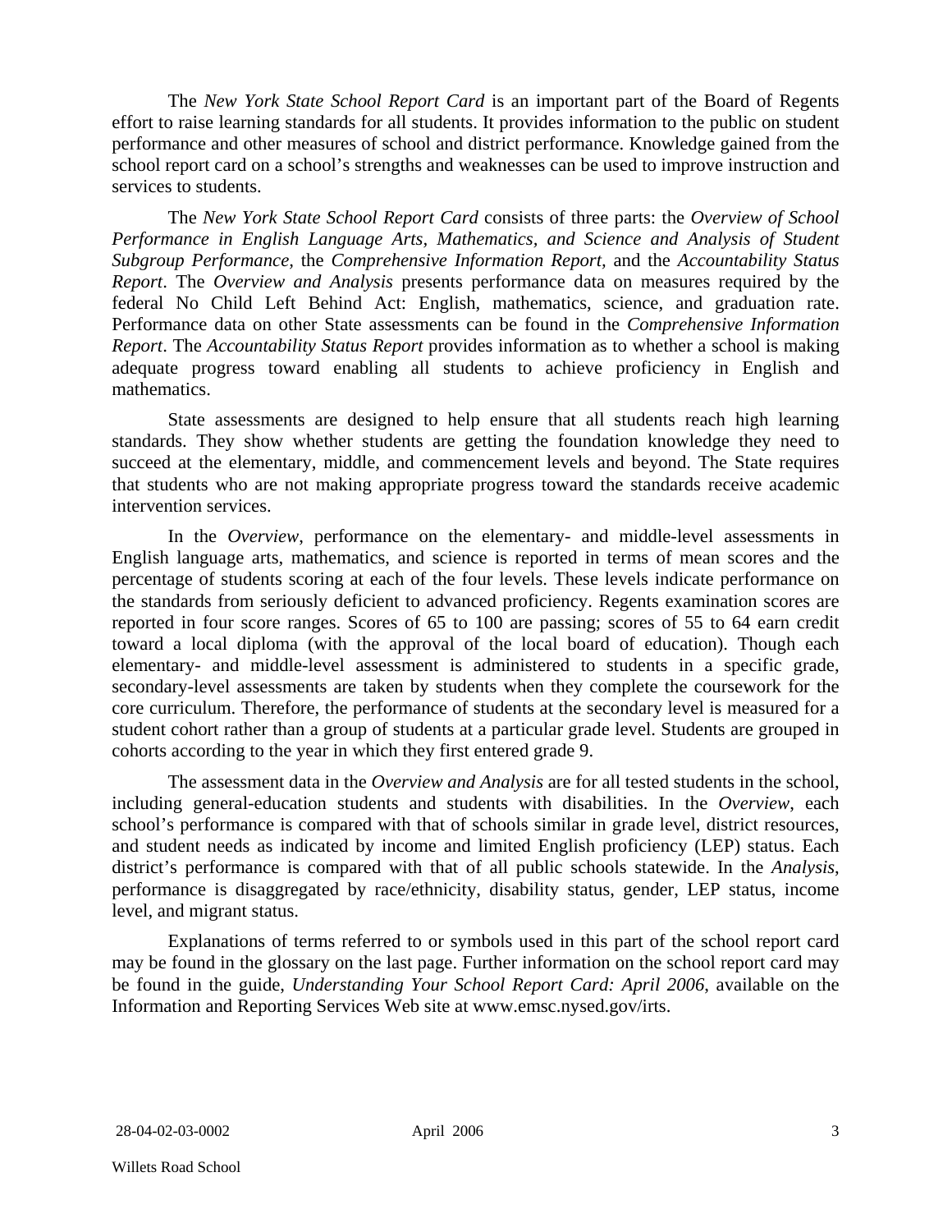The *New York State School Report Card* is an important part of the Board of Regents effort to raise learning standards for all students. It provides information to the public on student performance and other measures of school and district performance. Knowledge gained from the school report card on a school's strengths and weaknesses can be used to improve instruction and services to students.

The *New York State School Report Card* consists of three parts: the *Overview of School Performance in English Language Arts, Mathematics, and Science and Analysis of Student Subgroup Performance,* the *Comprehensive Information Report,* and the *Accountability Status Report*. The *Overview and Analysis* presents performance data on measures required by the federal No Child Left Behind Act: English, mathematics, science, and graduation rate. Performance data on other State assessments can be found in the *Comprehensive Information Report*. The *Accountability Status Report* provides information as to whether a school is making adequate progress toward enabling all students to achieve proficiency in English and mathematics.

State assessments are designed to help ensure that all students reach high learning standards. They show whether students are getting the foundation knowledge they need to succeed at the elementary, middle, and commencement levels and beyond. The State requires that students who are not making appropriate progress toward the standards receive academic intervention services.

In the *Overview*, performance on the elementary- and middle-level assessments in English language arts, mathematics, and science is reported in terms of mean scores and the percentage of students scoring at each of the four levels. These levels indicate performance on the standards from seriously deficient to advanced proficiency. Regents examination scores are reported in four score ranges. Scores of 65 to 100 are passing; scores of 55 to 64 earn credit toward a local diploma (with the approval of the local board of education). Though each elementary- and middle-level assessment is administered to students in a specific grade, secondary-level assessments are taken by students when they complete the coursework for the core curriculum. Therefore, the performance of students at the secondary level is measured for a student cohort rather than a group of students at a particular grade level. Students are grouped in cohorts according to the year in which they first entered grade 9.

The assessment data in the *Overview and Analysis* are for all tested students in the school, including general-education students and students with disabilities. In the *Overview*, each school's performance is compared with that of schools similar in grade level, district resources, and student needs as indicated by income and limited English proficiency (LEP) status. Each district's performance is compared with that of all public schools statewide. In the *Analysis*, performance is disaggregated by race/ethnicity, disability status, gender, LEP status, income level, and migrant status.

Explanations of terms referred to or symbols used in this part of the school report card may be found in the glossary on the last page. Further information on the school report card may be found in the guide, *Understanding Your School Report Card: April 2006*, available on the Information and Reporting Services Web site at www.emsc.nysed.gov/irts.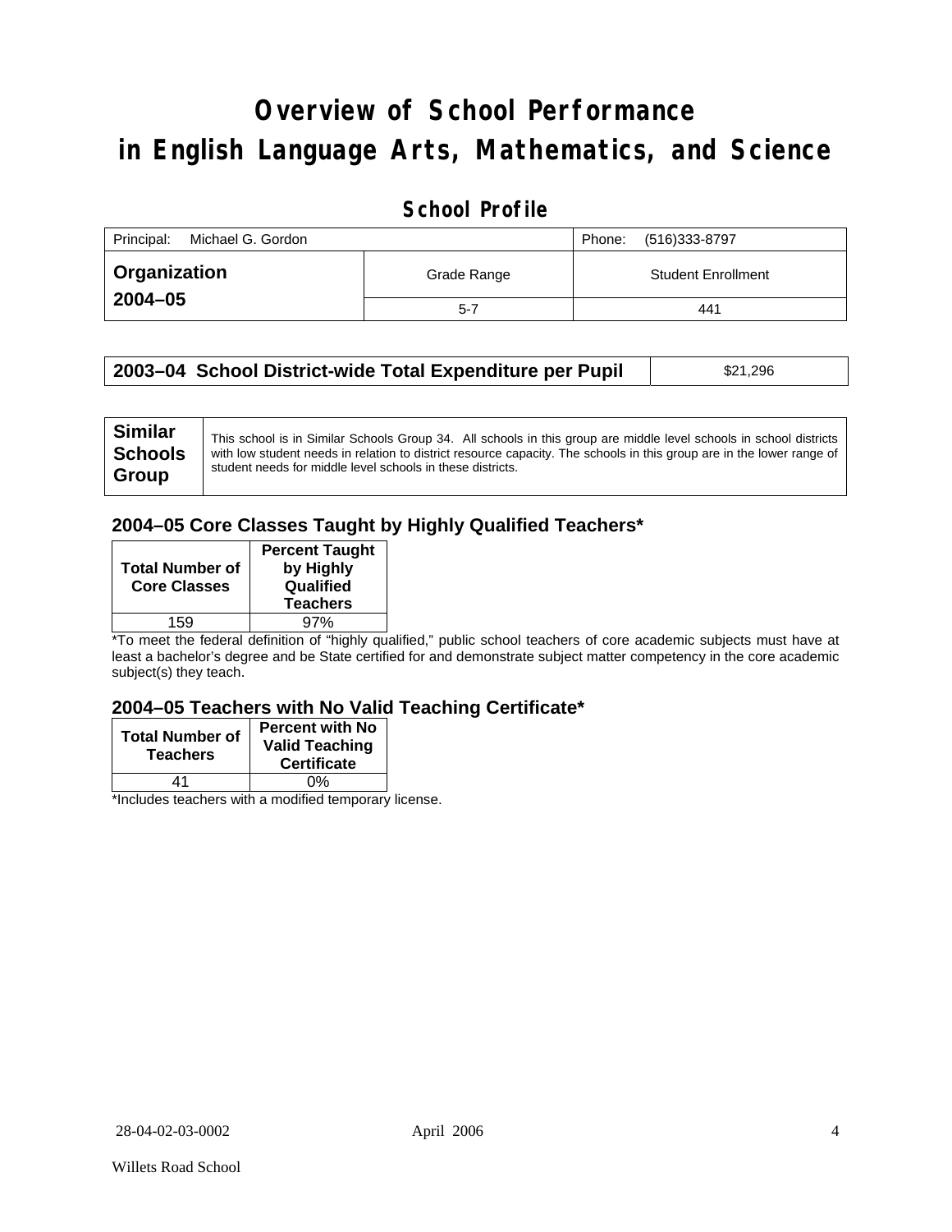# Overview of School Performance in English Language Arts, Mathematics, and Science

## School Profile

| Principal: Michael G. Gordon | | Phone: (516)333-8797 |
|---|---|---|
| **Organization 2004–05** | Grade Range | Student Enrollment |
| | 5-7 | 441 |

| **2003–04 School District-wide Total Expenditure per Pupil** | $21,296 |
|---|---|

| **Similar Schools Group** | This school is in Similar Schools Group 34. All schools in this group are middle level schools in school districts with low student needs in relation to district resource capacity. The schools in this group are in the lower range of student needs for middle level schools in these districts. |
|---|---|

### 2004–05 Core Classes Taught by Highly Qualified Teachers*

| Total Number of Core Classes | Percent Taught by Highly Qualified Teachers |
|---|---|
| 159 | 97% |

*To meet the federal definition of "highly qualified," public school teachers of core academic subjects must have at least a bachelor's degree and be State certified for and demonstrate subject matter competency in the core academic subject(s) they teach.

### 2004–05 Teachers with No Valid Teaching Certificate*

| Total Number of Teachers | Percent with No Valid Teaching Certificate |
|---|---|
| 41 | 0% |

*Includes teachers with a modified temporary license.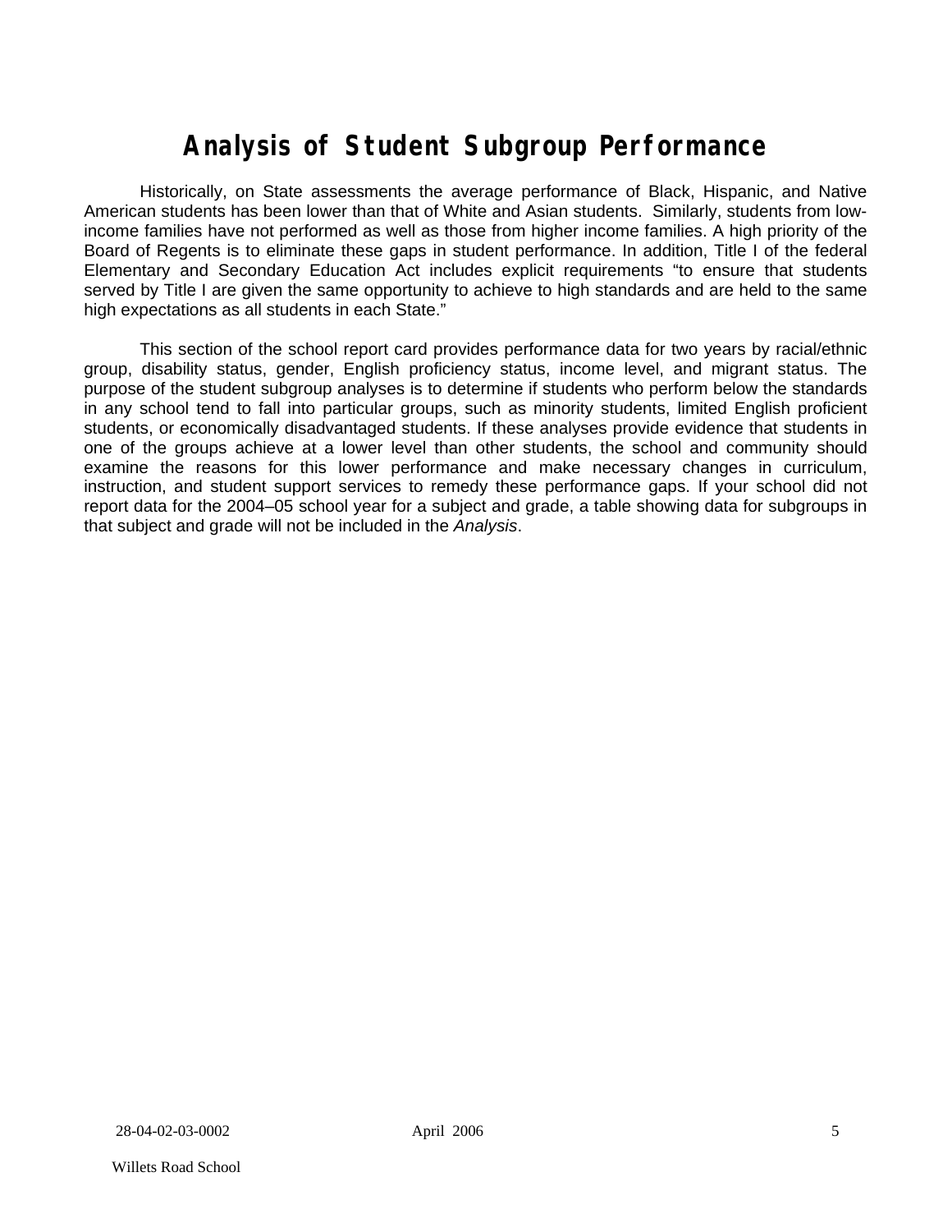# Analysis of Student Subgroup Performance

Historically, on State assessments the average performance of Black, Hispanic, and Native American students has been lower than that of White and Asian students. Similarly, students from low-income families have not performed as well as those from higher income families. A high priority of the Board of Regents is to eliminate these gaps in student performance. In addition, Title I of the federal Elementary and Secondary Education Act includes explicit requirements "to ensure that students served by Title I are given the same opportunity to achieve to high standards and are held to the same high expectations as all students in each State."

This section of the school report card provides performance data for two years by racial/ethnic group, disability status, gender, English proficiency status, income level, and migrant status. The purpose of the student subgroup analyses is to determine if students who perform below the standards in any school tend to fall into particular groups, such as minority students, limited English proficient students, or economically disadvantaged students. If these analyses provide evidence that students in one of the groups achieve at a lower level than other students, the school and community should examine the reasons for this lower performance and make necessary changes in curriculum, instruction, and student support services to remedy these performance gaps. If your school did not report data for the 2004–05 school year for a subject and grade, a table showing data for subgroups in that subject and grade will not be included in the *Analysis*.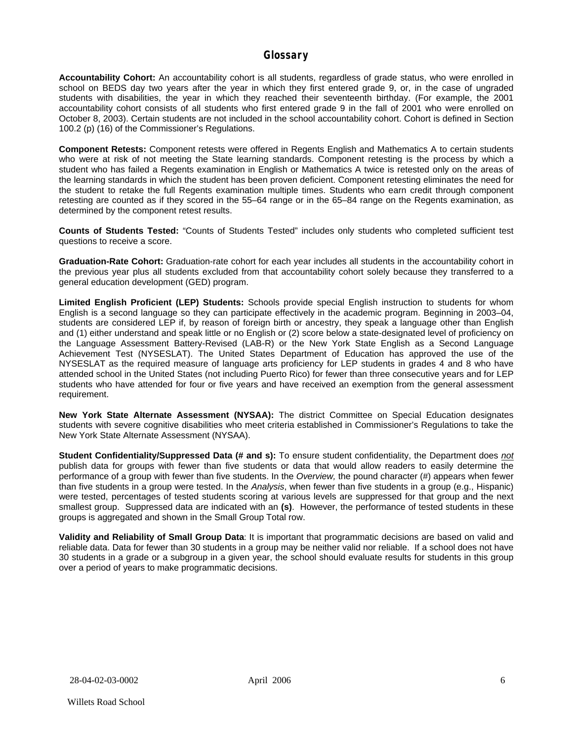# Glossary

**Accountability Cohort:** An accountability cohort is all students, regardless of grade status, who were enrolled in school on BEDS day two years after the year in which they first entered grade 9, or, in the case of ungraded students with disabilities, the year in which they reached their seventeenth birthday. (For example, the 2001 accountability cohort consists of all students who first entered grade 9 in the fall of 2001 who were enrolled on October 8, 2003). Certain students are not included in the school accountability cohort. Cohort is defined in Section 100.2 (p) (16) of the Commissioner's Regulations.

**Component Retests:** Component retests were offered in Regents English and Mathematics A to certain students who were at risk of not meeting the State learning standards. Component retesting is the process by which a student who has failed a Regents examination in English or Mathematics A twice is retested only on the areas of the learning standards in which the student has been proven deficient. Component retesting eliminates the need for the student to retake the full Regents examination multiple times. Students who earn credit through component retesting are counted as if they scored in the 55–64 range or in the 65–84 range on the Regents examination, as determined by the component retest results.

**Counts of Students Tested:** "Counts of Students Tested" includes only students who completed sufficient test questions to receive a score.

**Graduation-Rate Cohort:** Graduation-rate cohort for each year includes all students in the accountability cohort in the previous year plus all students excluded from that accountability cohort solely because they transferred to a general education development (GED) program.

**Limited English Proficient (LEP) Students:** Schools provide special English instruction to students for whom English is a second language so they can participate effectively in the academic program. Beginning in 2003–04, students are considered LEP if, by reason of foreign birth or ancestry, they speak a language other than English and (1) either understand and speak little or no English or (2) score below a state-designated level of proficiency on the Language Assessment Battery-Revised (LAB-R) or the New York State English as a Second Language Achievement Test (NYSESLAT). The United States Department of Education has approved the use of the NYSESLAT as the required measure of language arts proficiency for LEP students in grades 4 and 8 who have attended school in the United States (not including Puerto Rico) for fewer than three consecutive years and for LEP students who have attended for four or five years and have received an exemption from the general assessment requirement.

**New York State Alternate Assessment (NYSAA):** The district Committee on Special Education designates students with severe cognitive disabilities who meet criteria established in Commissioner's Regulations to take the New York State Alternate Assessment (NYSAA).

**Student Confidentiality/Suppressed Data (# and s):** To ensure student confidentiality, the Department does *not* publish data for groups with fewer than five students or data that would allow readers to easily determine the performance of a group with fewer than five students. In the *Overview,* the pound character (#) appears when fewer than five students in a group were tested. In the *Analysis*, when fewer than five students in a group (e.g., Hispanic) were tested, percentages of tested students scoring at various levels are suppressed for that group and the next smallest group. Suppressed data are indicated with an **(s)**. However, the performance of tested students in these groups is aggregated and shown in the Small Group Total row.

**Validity and Reliability of Small Group Data**: It is important that programmatic decisions are based on valid and reliable data. Data for fewer than 30 students in a group may be neither valid nor reliable. If a school does not have 30 students in a grade or a subgroup in a given year, the school should evaluate results for students in this group over a period of years to make programmatic decisions.